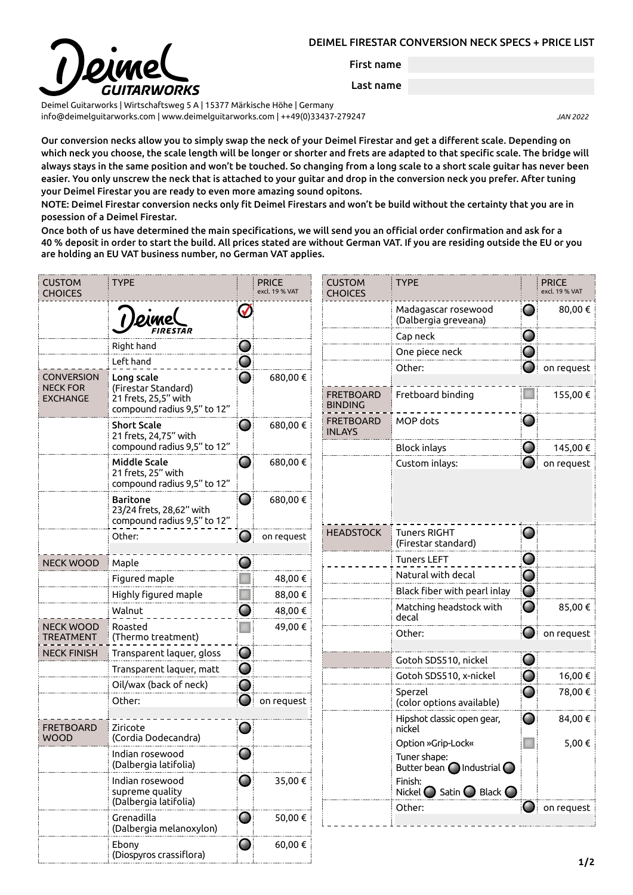# DEIMEL FIRESTAR CONVERSION NECK SPECS + PRICE LIST

First name

Last name

Deimel Guitarworks | Wirtschaftsweg 5 A | 15377 Märkische Höhe | Germany
info@deimelguitarworks.com | www.deimelguitarworks.com | ++49(0)33437-279247

*JAN 2022*

**Our conversion necks allow you to simply swap the neck of your Deimel Firestar and get a different scale. Depending on which neck you choose, the scale length will be longer or shorter and frets are adapted to that specific scale. The bridge will always stays in the same position and won't be touched. So changing from a long scale to a short scale guitar has never been easier. You only unscrew the neck that is attached to your guitar and drop in the conversion neck you prefer. After tuning your Deimel Firestar you are ready to even more amazing sound opitons.**

**NOTE: Deimel Firestar conversion necks only fit Deimel Firestars and won't be build without the certainty that you are in posession of a Deimel Firestar.**

**Once both of us have determined the main specifications, we will send you an official order confirmation and ask for a 40 % deposit in order to start the build. All prices stated are without German VAT. If you are residing outside the EU or you are holding an EU VAT business number, no German VAT applies.**

| CUSTOM CHOICES | TYPE | | PRICE excl. 19 % VAT |
|---|---|---|---|
| | Deimel FIRESTAR | ✓ | |
| | Right hand | ○ | |
| | Left hand | ○ | |
| CONVERSION NECK FOR EXCHANGE | **Long scale** (Firestar Standard) 21 frets, 25,5" with compound radius 9,5" to 12" | ○ | 680,00 € |
| | **Short Scale** 21 frets, 24,75" with compound radius 9,5" to 12" | ○ | 680,00 € |
| | **Middle Scale** 21 frets, 25" with compound radius 9,5" to 12" | ○ | 680,00 € |
| | **Baritone** 23/24 frets, 28,62" with compound radius 9,5" to 12" | ○ | 680,00 € |
| | Other: | ○ | on request |
| NECK WOOD | Maple | ○ | |
| | Figured maple | □ | 48,00 € |
| | Highly figured maple | □ | 88,00 € |
| | Walnut | ○ | 48,00 € |
| NECK WOOD TREATMENT | Roasted (Thermo treatment) | □ | 49,00 € |
| NECK FINISH | Transparent laquer, gloss | ○ | |
| | Transparent laquer, matt | ○ | |
| | Oil/wax (back of neck) | ○ | |
| | Other: | ○ | on request |
| FRETBOARD WOOD | Ziricote (Cordia Dodecandra) | ○ | |
| | Indian rosewood (Dalbergia latifolia) | ○ | |
| | Indian rosewood supreme quality (Dalbergia latifolia) | ○ | 35,00 € |
| | Grenadilla (Dalbergia melanoxylon) | ○ | 50,00 € |
| | Ebony (Diospyros crassiflora) | ○ | 60,00 € |
| | Madagascar rosewood (Dalbergia greveana) | ○ | 80,00 € |
| | Cap neck | ○ | |
| | One piece neck | ○ | |
| | Other: | ○ | on request |
| FRETBOARD BINDING | Fretboard binding | □ | 155,00 € |
| FRETBOARD INLAYS | MOP dots | ○ | |
| | Block inlays | ○ | 145,00 € |
| | Custom inlays: | ○ | on request |
| HEADSTOCK | Tuners RIGHT (Firestar standard) | ○ | |
| | Tuners LEFT | ○ | |
| | Natural with decal | ○ | |
| | Black fiber with pearl inlay | ○ | |
| | Matching headstock with decal | ○ | 85,00 € |
| | Other: | ○ | on request |
| | Gotoh SDS510, nickel | ○ | |
| | Gotoh SDS510, x-nickel | ○ | 16,00 € |
| | Sperzel (color options available) | ○ | 78,00 € |
| | Hipshot classic open gear, nickel | ○ | 84,00 € |
| | Option »Grip-Lock« | □ | 5,00 € |
| | Tuner shape: Butter bean ○ Industrial ○ | | |
| | Finish: Nickel ○ Satin ○ Black ○ | | |
| | Other: | ○ | on request |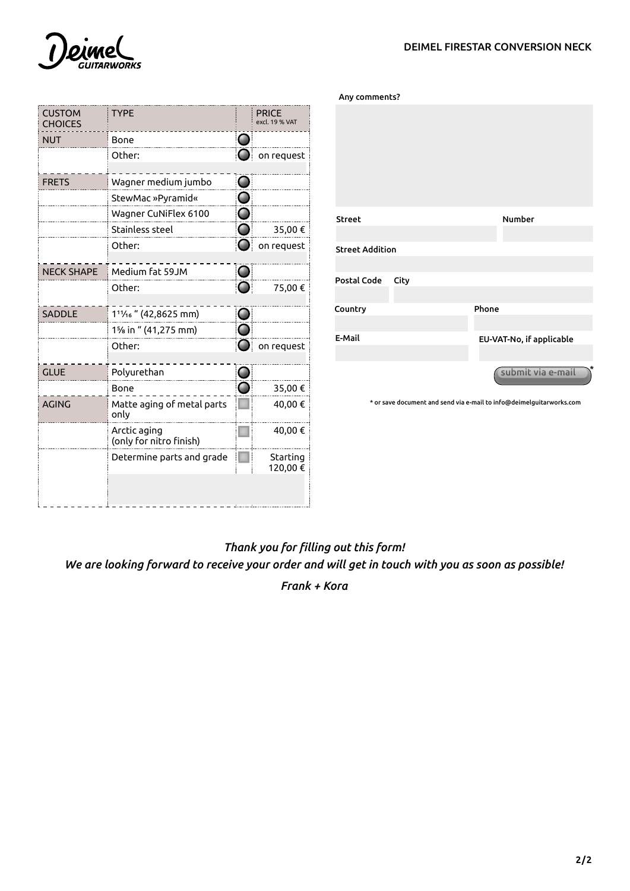DEIMEL FIRESTAR CONVERSION NECK

| CUSTOM CHOICES | TYPE | | PRICE excl. 19 % VAT |
|---|---|---|---|
| NUT | Bone | | |
| | Other: | | on request |
| FRETS | Wagner medium jumbo | | |
| | StewMac »Pyramid« | | |
| | Wagner CuNiFlex 6100 | | |
| | Stainless steel | | 35,00 € |
| | Other: | | on request |
| NECK SHAPE | Medium fat 59JM | | |
| | Other: | | 75,00 € |
| SADDLE | 1¹¹⁄₁₆ " (42,8625 mm) | | |
| | 1⅝ in " (41,275 mm) | | |
| | Other: | | on request |
| GLUE | Polyurethan | | |
| | Bone | | 35,00 € |
| AGING | Matte aging of metal parts only | | 40,00 € |
| | Arctic aging (only for nitro finish) | | 40,00 € |
| | Determine parts and grade | | Starting 120,00 € |

Any comments?

Street

Number

Street Addition

Postal Code

City

Country

Phone

E-Mail

EU-VAT-No, if applicable

submit via e-mail*

* or save document and send via e-mail to info@deimelguitarworks.com

*Thank you for filling out this form!*
*We are looking forward to receive your order and will get in touch with you as soon as possible!*
*Frank + Kora*